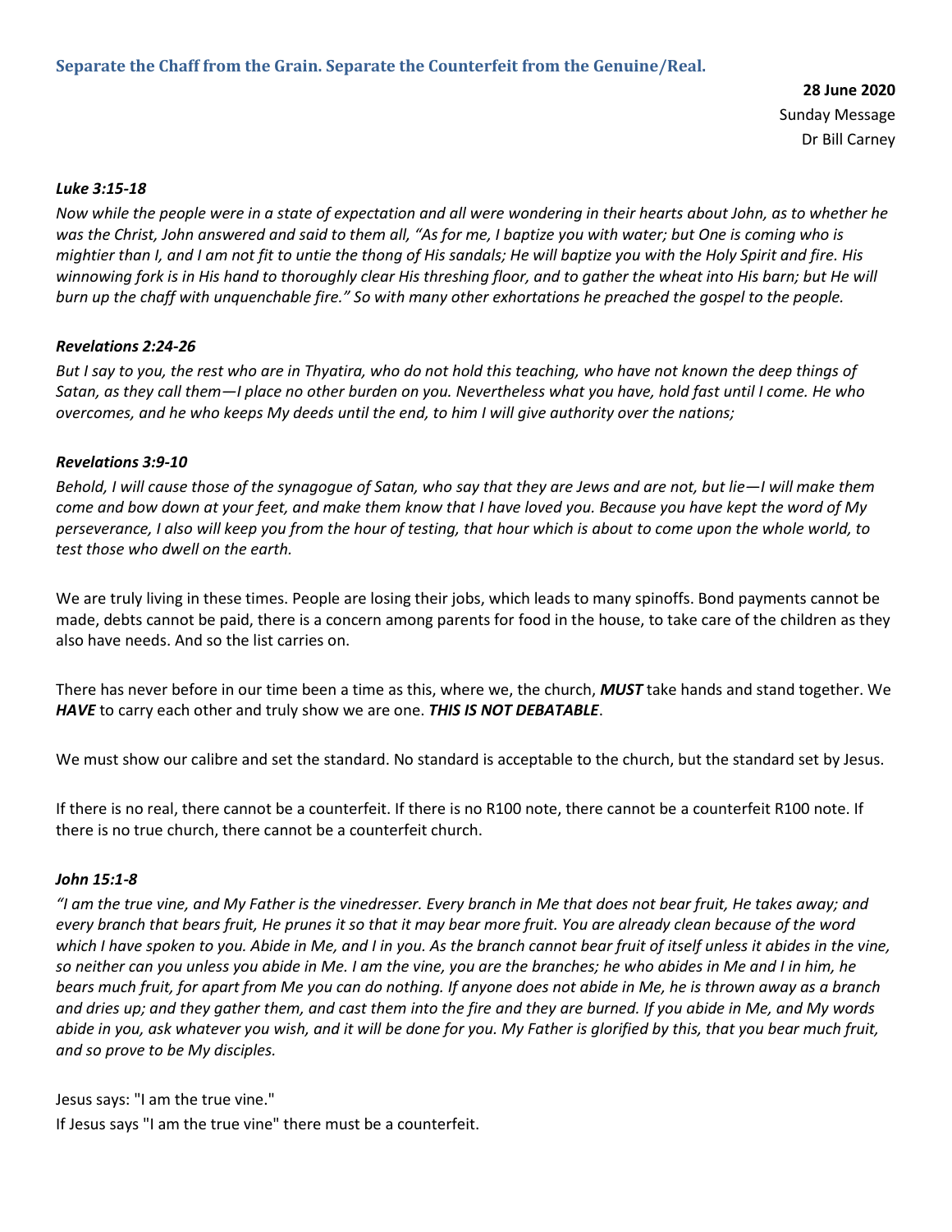## Separate the Chaff from the Grain. Separate the Counterfeit from the Genuine/Real.

**28 June 2020**
Sunday Message
Dr Bill Carney

***Luke 3:15-18***

*Now while the people were in a state of expectation and all were wondering in their hearts about John, as to whether he was the Christ, John answered and said to them all, "As for me, I baptize you with water; but One is coming who is mightier than I, and I am not fit to untie the thong of His sandals; He will baptize you with the Holy Spirit and fire. His winnowing fork is in His hand to thoroughly clear His threshing floor, and to gather the wheat into His barn; but He will burn up the chaff with unquenchable fire." So with many other exhortations he preached the gospel to the people.*

***Revelations 2:24-26***

*But I say to you, the rest who are in Thyatira, who do not hold this teaching, who have not known the deep things of Satan, as they call them—I place no other burden on you. Nevertheless what you have, hold fast until I come. He who overcomes, and he who keeps My deeds until the end, to him I will give authority over the nations;*

***Revelations 3:9-10***

*Behold, I will cause those of the synagogue of Satan, who say that they are Jews and are not, but lie—I will make them come and bow down at your feet, and make them know that I have loved you. Because you have kept the word of My perseverance, I also will keep you from the hour of testing, that hour which is about to come upon the whole world, to test those who dwell on the earth.*

We are truly living in these times. People are losing their jobs, which leads to many spinoffs. Bond payments cannot be made, debts cannot be paid, there is a concern among parents for food in the house, to take care of the children as they also have needs. And so the list carries on.

There has never before in our time been a time as this, where we, the church, ***MUST*** take hands and stand together. We ***HAVE*** to carry each other and truly show we are one. ***THIS IS NOT DEBATABLE***.

We must show our calibre and set the standard. No standard is acceptable to the church, but the standard set by Jesus.

If there is no real, there cannot be a counterfeit. If there is no R100 note, there cannot be a counterfeit R100 note. If there is no true church, there cannot be a counterfeit church.

***John 15:1-8***

*"I am the true vine, and My Father is the vinedresser. Every branch in Me that does not bear fruit, He takes away; and every branch that bears fruit, He prunes it so that it may bear more fruit. You are already clean because of the word which I have spoken to you. Abide in Me, and I in you. As the branch cannot bear fruit of itself unless it abides in the vine, so neither can you unless you abide in Me. I am the vine, you are the branches; he who abides in Me and I in him, he bears much fruit, for apart from Me you can do nothing. If anyone does not abide in Me, he is thrown away as a branch and dries up; and they gather them, and cast them into the fire and they are burned. If you abide in Me, and My words abide in you, ask whatever you wish, and it will be done for you. My Father is glorified by this, that you bear much fruit, and so prove to be My disciples.*

Jesus says: "I am the true vine."
If Jesus says "I am the true vine" there must be a counterfeit.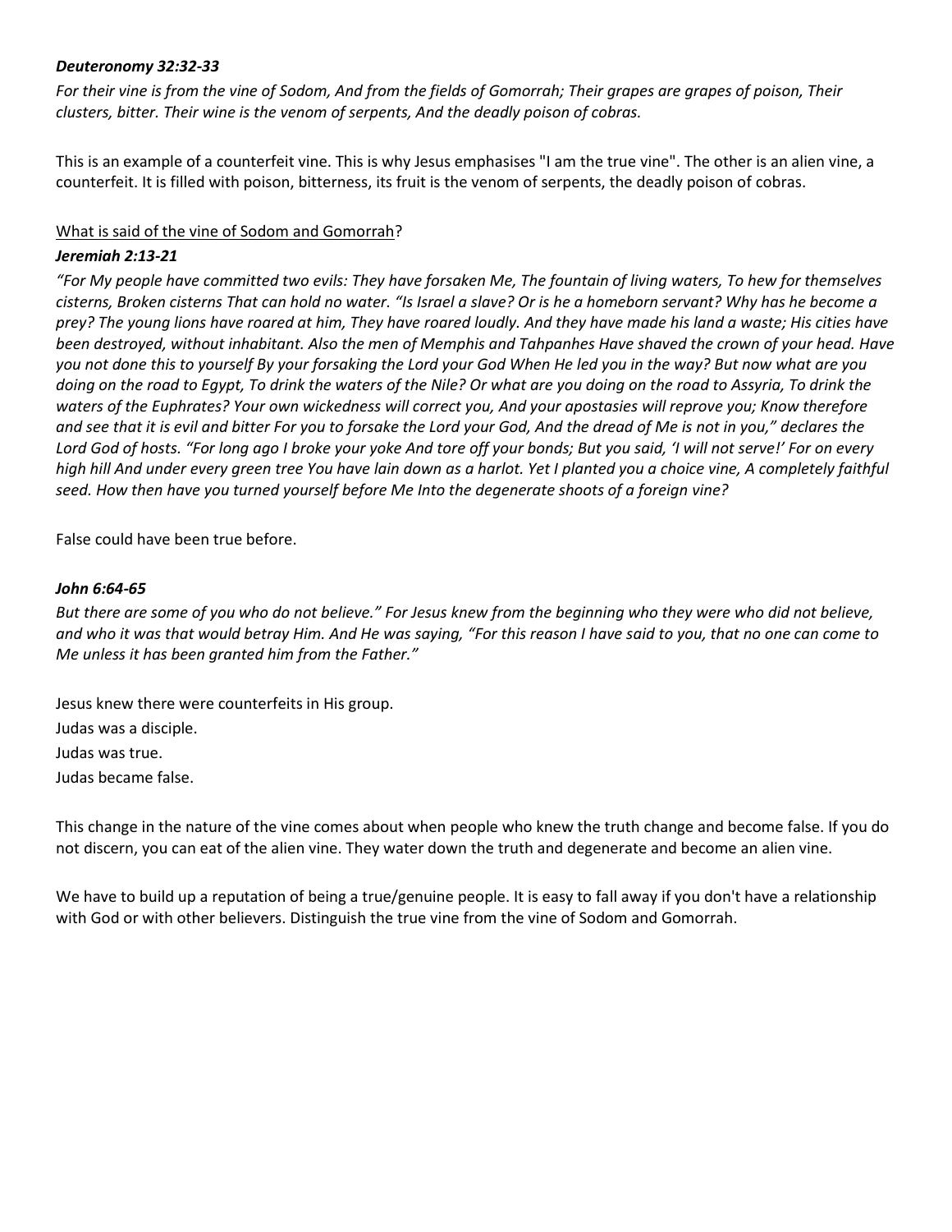***Deuteronomy 32:32-33***

*For their vine is from the vine of Sodom, And from the fields of Gomorrah; Their grapes are grapes of poison, Their clusters, bitter. Their wine is the venom of serpents, And the deadly poison of cobras.*

This is an example of a counterfeit vine. This is why Jesus emphasises "I am the true vine". The other is an alien vine, a counterfeit. It is filled with poison, bitterness, its fruit is the venom of serpents, the deadly poison of cobras.

<u>What is said of the vine of Sodom and Gomorrah</u>?

***Jeremiah 2:13-21***

*"For My people have committed two evils: They have forsaken Me, The fountain of living waters, To hew for themselves cisterns, Broken cisterns That can hold no water. "Is Israel a slave? Or is he a homeborn servant? Why has he become a prey? The young lions have roared at him, They have roared loudly. And they have made his land a waste; His cities have been destroyed, without inhabitant. Also the men of Memphis and Tahpanhes Have shaved the crown of your head. Have you not done this to yourself By your forsaking the Lord your God When He led you in the way? But now what are you doing on the road to Egypt, To drink the waters of the Nile? Or what are you doing on the road to Assyria, To drink the waters of the Euphrates? Your own wickedness will correct you, And your apostasies will reprove you; Know therefore and see that it is evil and bitter For you to forsake the Lord your God, And the dread of Me is not in you," declares the Lord God of hosts. "For long ago I broke your yoke And tore off your bonds; But you said, 'I will not serve!' For on every high hill And under every green tree You have lain down as a harlot. Yet I planted you a choice vine, A completely faithful seed. How then have you turned yourself before Me Into the degenerate shoots of a foreign vine?*

False could have been true before.

***John 6:64-65***

*But there are some of you who do not believe." For Jesus knew from the beginning who they were who did not believe, and who it was that would betray Him. And He was saying, "For this reason I have said to you, that no one can come to Me unless it has been granted him from the Father."*

Jesus knew there were counterfeits in His group.
Judas was a disciple.
Judas was true.
Judas became false.

This change in the nature of the vine comes about when people who knew the truth change and become false. If you do not discern, you can eat of the alien vine. They water down the truth and degenerate and become an alien vine.

We have to build up a reputation of being a true/genuine people. It is easy to fall away if you don't have a relationship with God or with other believers. Distinguish the true vine from the vine of Sodom and Gomorrah.